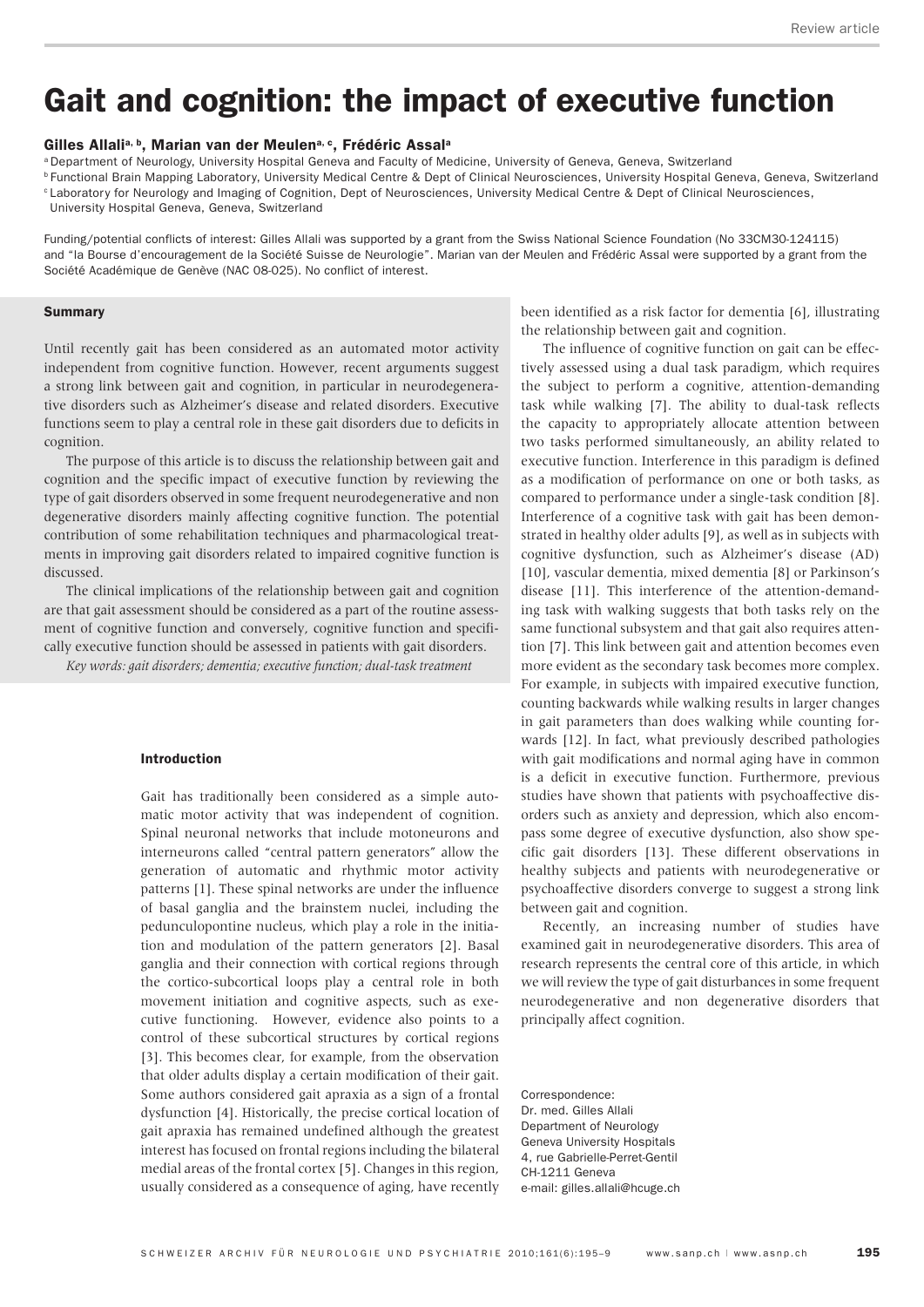# Gait and cognition: the impact of executive function

**Gilles Allali[a, b], Marian van der Meulen[a, c], Frédéric Assal[a]**

[a] Department of Neurology, University Hospital Geneva and Faculty of Medicine, University of Geneva, Geneva, Switzerland
[b] Functional Brain Mapping Laboratory, University Medical Centre & Dept of Clinical Neurosciences, University Hospital Geneva, Geneva, Switzerland
[c] Laboratory for Neurology and Imaging of Cognition, Dept of Neurosciences, University Medical Centre & Dept of Clinical Neurosciences, University Hospital Geneva, Geneva, Switzerland

Funding/potential conflicts of interest: Gilles Allali was supported by a grant from the Swiss National Science Foundation (No 33CM30-124115) and "la Bourse d'encouragement de la Société Suisse de Neurologie". Marian van der Meulen and Frédéric Assal were supported by a grant from the Société Académique de Genève (NAC 08-025). No conflict of interest.

## Summary

Until recently gait has been considered as an automated motor activity independent from cognitive function. However, recent arguments suggest a strong link between gait and cognition, in particular in neurodegenerative disorders such as Alzheimer's disease and related disorders. Executive functions seem to play a central role in these gait disorders due to deficits in cognition.

The purpose of this article is to discuss the relationship between gait and cognition and the specific impact of executive function by reviewing the type of gait disorders observed in some frequent neurodegenerative and non degenerative disorders mainly affecting cognitive function. The potential contribution of some rehabilitation techniques and pharmacological treatments in improving gait disorders related to impaired cognitive function is discussed.

The clinical implications of the relationship between gait and cognition are that gait assessment should be considered as a part of the routine assessment of cognitive function and conversely, cognitive function and specifically executive function should be assessed in patients with gait disorders.

*Key words: gait disorders; dementia; executive function; dual-task treatment*

## Introduction

Gait has traditionally been considered as a simple automatic motor activity that was independent of cognition. Spinal neuronal networks that include motoneurons and interneurons called "central pattern generators" allow the generation of automatic and rhythmic motor activity patterns [1]. These spinal networks are under the influence of basal ganglia and the brainstem nuclei, including the pedunculopontine nucleus, which play a role in the initiation and modulation of the pattern generators [2]. Basal ganglia and their connection with cortical regions through the cortico-subcortical loops play a central role in both movement initiation and cognitive aspects, such as executive functioning. However, evidence also points to a control of these subcortical structures by cortical regions [3]. This becomes clear, for example, from the observation that older adults display a certain modification of their gait. Some authors considered gait apraxia as a sign of a frontal dysfunction [4]. Historically, the precise cortical location of gait apraxia has remained undefined although the greatest interest has focused on frontal regions including the bilateral medial areas of the frontal cortex [5]. Changes in this region, usually considered as a consequence of aging, have recently been identified as a risk factor for dementia [6], illustrating the relationship between gait and cognition.

The influence of cognitive function on gait can be effectively assessed using a dual task paradigm, which requires the subject to perform a cognitive, attention-demanding task while walking [7]. The ability to dual-task reflects the capacity to appropriately allocate attention between two tasks performed simultaneously, an ability related to executive function. Interference in this paradigm is defined as a modification of performance on one or both tasks, as compared to performance under a single-task condition [8]. Interference of a cognitive task with gait has been demonstrated in healthy older adults [9], as well as in subjects with cognitive dysfunction, such as Alzheimer's disease (AD) [10], vascular dementia, mixed dementia [8] or Parkinson's disease [11]. This interference of the attention-demanding task with walking suggests that both tasks rely on the same functional subsystem and that gait also requires attention [7]. This link between gait and attention becomes even more evident as the secondary task becomes more complex. For example, in subjects with impaired executive function, counting backwards while walking results in larger changes in gait parameters than does walking while counting forwards [12]. In fact, what previously described pathologies with gait modifications and normal aging have in common is a deficit in executive function. Furthermore, previous studies have shown that patients with psychoaffective disorders such as anxiety and depression, which also encompass some degree of executive dysfunction, also show specific gait disorders [13]. These different observations in healthy subjects and patients with neurodegenerative or psychoaffective disorders converge to suggest a strong link between gait and cognition.

Recently, an increasing number of studies have examined gait in neurodegenerative disorders. This area of research represents the central core of this article, in which we will review the type of gait disturbances in some frequent neurodegenerative and non degenerative disorders that principally affect cognition.

Correspondence:
Dr. med. Gilles Allali
Department of Neurology
Geneva University Hospitals
4, rue Gabrielle-Perret-Gentil
CH-1211 Geneva
e-mail: gilles.allali@hcuge.ch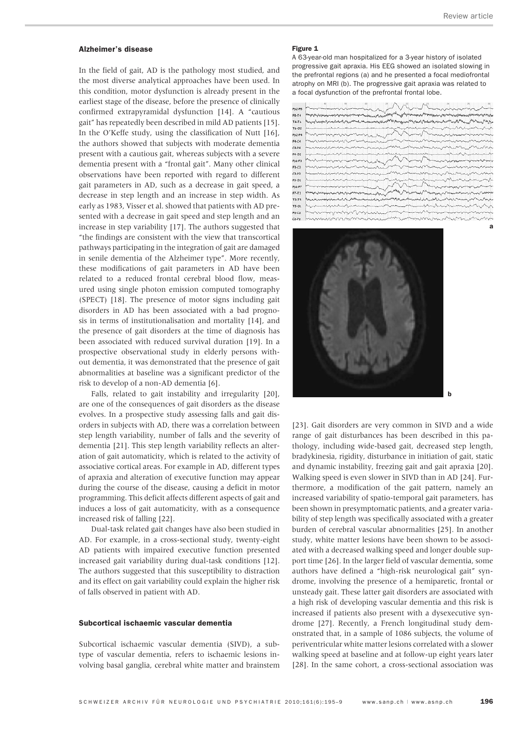### Alzheimer's disease

In the field of gait, AD is the pathology most studied, and the most diverse analytical approaches have been used. In this condition, motor dysfunction is already present in the earliest stage of the disease, before the presence of clinically confirmed extrapyramidal dysfunction [14]. A "cautious gait" has repeatedly been described in mild AD patients [15]. In the O'Keffe study, using the classification of Nutt [16], the authors showed that subjects with moderate dementia present with a cautious gait, whereas subjects with a severe dementia present with a "frontal gait". Many other clinical observations have been reported with regard to different gait parameters in AD, such as a decrease in gait speed, a decrease in step length and an increase in step width. As early as 1983, Visser et al. showed that patients with AD presented with a decrease in gait speed and step length and an increase in step variability [17]. The authors suggested that "the findings are consistent with the view that transcortical pathways participating in the integration of gait are damaged in senile dementia of the Alzheimer type". More recently, these modifications of gait parameters in AD have been related to a reduced frontal cerebral blood flow, measured using single photon emission computed tomography (SPECT) [18]. The presence of motor signs including gait disorders in AD has been associated with a bad prognosis in terms of institutionalisation and mortality [14], and the presence of gait disorders at the time of diagnosis has been associated with reduced survival duration [19]. In a prospective observational study in elderly persons without dementia, it was demonstrated that the presence of gait abnormalities at baseline was a significant predictor of the risk to develop of a non-AD dementia [6].

Falls, related to gait instability and irregularity [20], are one of the consequences of gait disorders as the disease evolves. In a prospective study assessing falls and gait disorders in subjects with AD, there was a correlation between step length variability, number of falls and the severity of dementia [21]. This step length variability reflects an alteration of gait automaticity, which is related to the activity of associative cortical areas. For example in AD, different types of apraxia and alteration of executive function may appear during the course of the disease, causing a deficit in motor programming. This deficit affects different aspects of gait and induces a loss of gait automaticity, with as a consequence increased risk of falling [22].

Dual-task related gait changes have also been studied in AD. For example, in a cross-sectional study, twenty-eight AD patients with impaired executive function presented increased gait variability during dual-task conditions [12]. The authors suggested that this susceptibility to distraction and its effect on gait variability could explain the higher risk of falls observed in patient with AD.

### Subcortical ischaemic vascular dementia

Subcortical ischaemic vascular dementia (SIVD), a subtype of vascular dementia, refers to ischaemic lesions involving basal ganglia, cerebral white matter and brainstem [23]. Gait disorders are very common in SIVD and a wide range of gait disturbances has been described in this pathology, including wide-based gait, decreased step length, bradykinesia, rigidity, disturbance in initiation of gait, static and dynamic instability, freezing gait and gait apraxia [20]. Walking speed is even slower in SIVD than in AD [24]. Furthermore, a modification of the gait pattern, namely an increased variability of spatio-temporal gait parameters, has been shown in presymptomatic patients, and a greater variability of step length was specifically associated with a greater burden of cerebral vascular abnormalities [25]. In another study, white matter lesions have been shown to be associated with a decreased walking speed and longer double support time [26]. In the larger field of vascular dementia, some authors have defined a "high-risk neurological gait" syndrome, involving the presence of a hemiparetic, frontal or unsteady gait. These latter gait disorders are associated with a high risk of developing vascular dementia and this risk is increased if patients also present with a dysexecutive syndrome [27]. Recently, a French longitudinal study demonstrated that, in a sample of 1086 subjects, the volume of periventricular white matter lesions correlated with a slower walking speed at baseline and at follow-up eight years later [28]. In the same cohort, a cross-sectional association was

**Figure 1**

A 63-year-old man hospitalized for a 3-year history of isolated progressive gait apraxia. His EEG showed an isolated slowing in the prefrontal regions (a) and he presented a focal mediofrontal atrophy on MRI (b). The progressive gait apraxia was related to a focal dysfunction of the prefrontal frontal lobe.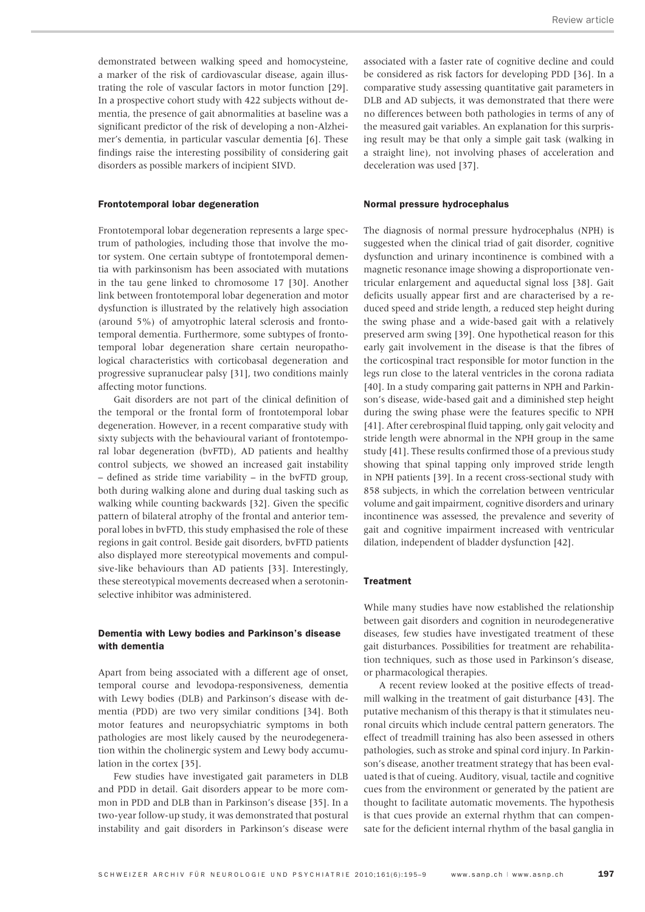demonstrated between walking speed and homocysteine, a marker of the risk of cardiovascular disease, again illustrating the role of vascular factors in motor function [29]. In a prospective cohort study with 422 subjects without dementia, the presence of gait abnormalities at baseline was a significant predictor of the risk of developing a non-Alzheimer's dementia, in particular vascular dementia [6]. These findings raise the interesting possibility of considering gait disorders as possible markers of incipient SIVD.

### Frontotemporal lobar degeneration

Frontotemporal lobar degeneration represents a large spectrum of pathologies, including those that involve the motor system. One certain subtype of frontotemporal dementia with parkinsonism has been associated with mutations in the tau gene linked to chromosome 17 [30]. Another link between frontotemporal lobar degeneration and motor dysfunction is illustrated by the relatively high association (around 5%) of amyotrophic lateral sclerosis and frontotemporal dementia. Furthermore, some subtypes of frontotemporal lobar degeneration share certain neuropathological characteristics with corticobasal degeneration and progressive supranuclear palsy [31], two conditions mainly affecting motor functions.

Gait disorders are not part of the clinical definition of the temporal or the frontal form of frontotemporal lobar degeneration. However, in a recent comparative study with sixty subjects with the behavioural variant of frontotemporal lobar degeneration (bvFTD), AD patients and healthy control subjects, we showed an increased gait instability – defined as stride time variability – in the bvFTD group, both during walking alone and during dual tasking such as walking while counting backwards [32]. Given the specific pattern of bilateral atrophy of the frontal and anterior temporal lobes in bvFTD, this study emphasised the role of these regions in gait control. Beside gait disorders, bvFTD patients also displayed more stereotypical movements and compulsive-like behaviours than AD patients [33]. Interestingly, these stereotypical movements decreased when a serotonin-selective inhibitor was administered.

### Dementia with Lewy bodies and Parkinson's disease with dementia

Apart from being associated with a different age of onset, temporal course and levodopa-responsiveness, dementia with Lewy bodies (DLB) and Parkinson's disease with dementia (PDD) are two very similar conditions [34]. Both motor features and neuropsychiatric symptoms in both pathologies are most likely caused by the neurodegeneration within the cholinergic system and Lewy body accumulation in the cortex [35].

Few studies have investigated gait parameters in DLB and PDD in detail. Gait disorders appear to be more common in PDD and DLB than in Parkinson's disease [35]. In a two-year follow-up study, it was demonstrated that postural instability and gait disorders in Parkinson's disease were associated with a faster rate of cognitive decline and could be considered as risk factors for developing PDD [36]. In a comparative study assessing quantitative gait parameters in DLB and AD subjects, it was demonstrated that there were no differences between both pathologies in terms of any of the measured gait variables. An explanation for this surprising result may be that only a simple gait task (walking in a straight line), not involving phases of acceleration and deceleration was used [37].

### Normal pressure hydrocephalus

The diagnosis of normal pressure hydrocephalus (NPH) is suggested when the clinical triad of gait disorder, cognitive dysfunction and urinary incontinence is combined with a magnetic resonance image showing a disproportionate ventricular enlargement and aqueductal signal loss [38]. Gait deficits usually appear first and are characterised by a reduced speed and stride length, a reduced step height during the swing phase and a wide-based gait with a relatively preserved arm swing [39]. One hypothetical reason for this early gait involvement in the disease is that the fibres of the corticospinal tract responsible for motor function in the legs run close to the lateral ventricles in the corona radiata [40]. In a study comparing gait patterns in NPH and Parkinson's disease, wide-based gait and a diminished step height during the swing phase were the features specific to NPH [41]. After cerebrospinal fluid tapping, only gait velocity and stride length were abnormal in the NPH group in the same study [41]. These results confirmed those of a previous study showing that spinal tapping only improved stride length in NPH patients [39]. In a recent cross-sectional study with 858 subjects, in which the correlation between ventricular volume and gait impairment, cognitive disorders and urinary incontinence was assessed, the prevalence and severity of gait and cognitive impairment increased with ventricular dilation, independent of bladder dysfunction [42].

### Treatment

While many studies have now established the relationship between gait disorders and cognition in neurodegenerative diseases, few studies have investigated treatment of these gait disturbances. Possibilities for treatment are rehabilitation techniques, such as those used in Parkinson's disease, or pharmacological therapies.

A recent review looked at the positive effects of treadmill walking in the treatment of gait disturbance [43]. The putative mechanism of this therapy is that it stimulates neuronal circuits which include central pattern generators. The effect of treadmill training has also been assessed in others pathologies, such as stroke and spinal cord injury. In Parkinson's disease, another treatment strategy that has been evaluated is that of cueing. Auditory, visual, tactile and cognitive cues from the environment or generated by the patient are thought to facilitate automatic movements. The hypothesis is that cues provide an external rhythm that can compensate for the deficient internal rhythm of the basal ganglia in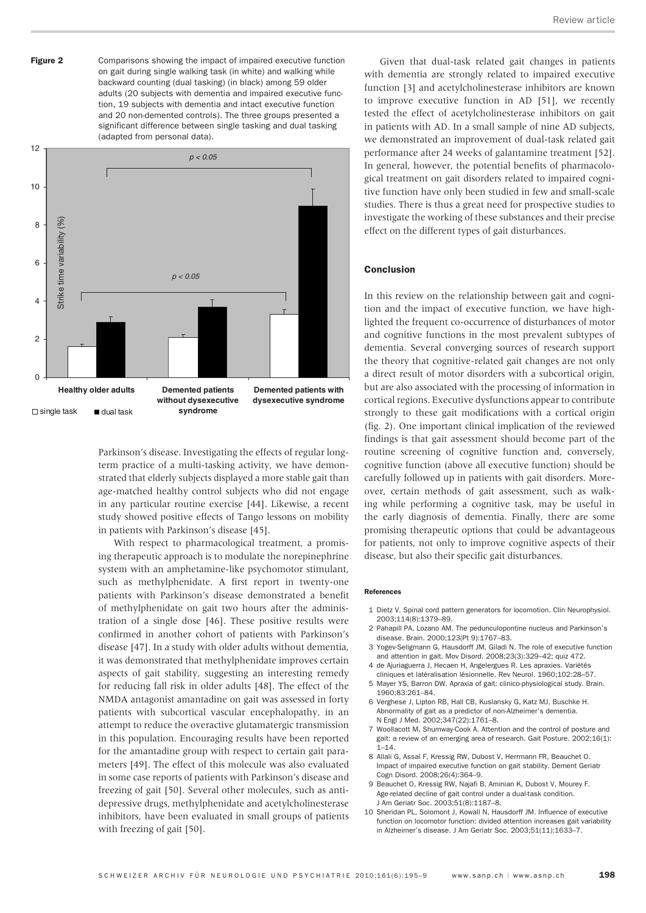**Figure 2** Comparisons showing the impact of impaired executive function on gait during single walking task (in white) and walking while backward counting (dual tasking) (in black) among 59 older adults (20 subjects with dementia and impaired executive function, 19 subjects with dementia and intact executive function and 20 non-demented controls). The three groups presented a significant difference between single tasking and dual tasking (adapted from personal data).

Parkinson's disease. Investigating the effects of regular long-term practice of a multi-tasking activity, we have demonstrated that elderly subjects displayed a more stable gait than age-matched healthy control subjects who did not engage in any particular routine exercise [44]. Likewise, a recent study showed positive effects of Tango lessons on mobility in patients with Parkinson's disease [45].

With respect to pharmacological treatment, a promising therapeutic approach is to modulate the norepinephrine system with an amphetamine-like psychomotor stimulant, such as methylphenidate. A first report in twenty-one patients with Parkinson's disease demonstrated a benefit of methylphenidate on gait two hours after the administration of a single dose [46]. These positive results were confirmed in another cohort of patients with Parkinson's disease [47]. In a study with older adults without dementia, it was demonstrated that methylphenidate improves certain aspects of gait stability, suggesting an interesting remedy for reducing fall risk in older adults [48]. The effect of the NMDA antagonist amantadine on gait was assessed in forty patients with subcortical vascular encephalopathy, in an attempt to reduce the overactive glutamatergic transmission in this population. Encouraging results have been reported for the amantadine group with respect to certain gait parameters [49]. The effect of this molecule was also evaluated in some case reports of patients with Parkinson's disease and freezing of gait [50]. Several other molecules, such as antidepressive drugs, methylphenidate and acetylcholinesterase inhibitors, have been evaluated in small groups of patients with freezing of gait [50].

Given that dual-task related gait changes in patients with dementia are strongly related to impaired executive function [3] and acetylcholinesterase inhibitors are known to improve executive function in AD [51], we recently tested the effect of acetylcholinesterase inhibitors on gait in patients with AD. In a small sample of nine AD subjects, we demonstrated an improvement of dual-task related gait performance after 24 weeks of galantamine treatment [52]. In general, however, the potential benefits of pharmacological treatment on gait disorders related to impaired cognitive function have only been studied in few and small-scale studies. There is thus a great need for prospective studies to investigate the working of these substances and their precise effect on the different types of gait disturbances.

## Conclusion

In this review on the relationship between gait and cognition and the impact of executive function, we have highlighted the frequent co-occurrence of disturbances of motor and cognitive functions in the most prevalent subtypes of dementia. Several converging sources of research support the theory that cognitive-related gait changes are not only a direct result of motor disorders with a subcortical origin, but are also associated with the processing of information in cortical regions. Executive dysfunctions appear to contribute strongly to these gait modifications with a cortical origin (fig. 2). One important clinical implication of the reviewed findings is that gait assessment should become part of the routine screening of cognitive function and, conversely, cognitive function (above all executive function) should be carefully followed up in patients with gait disorders. Moreover, certain methods of gait assessment, such as walking while performing a cognitive task, may be useful in the early diagnosis of dementia. Finally, there are some promising therapeutic options that could be advantageous for patients, not only to improve cognitive aspects of their disease, but also their specific gait disturbances.

#### References

1 Dietz V. Spinal cord pattern generators for locomotion. Clin Neurophysiol. 2003;114(8):1379–89.
2 Pahapill PA, Lozano AM. The pedunculopontine nucleus and Parkinson's disease. Brain. 2000;123(Pt 9):1767–83.
3 Yogev-Seligmann G, Hausdorff JM, Giladi N. The role of executive function and attention in gait. Mov Disord. 2008;23(3):329–42; quiz 472.
4 de Ajuriaguerra J, Hecaen H, Angelergues R. Les apraxies. Variétés cliniques et latéralisation lésionnelle. Rev Neurol. 1960;102:28–57.
5 Mayer YS, Barron DW. Apraxia of gait: clinico-physiological study. Brain. 1960;83:261–84.
6 Verghese J, Lipton RB, Hall CB, Kuslansky G, Katz MJ, Buschke H. Abnormality of gait as a predictor of non-Alzheimer's dementia. N Engl J Med. 2002;347(22):1761–8.
7 Woollacott M, Shumway-Cook A. Attention and the control of posture and gait: a review of an emerging area of research. Gait Posture. 2002;16(1): 1–14.
8 Allali G, Assal F, Kressig RW, Dubost V, Herrmann FR, Beauchet O. Impact of impaired executive function on gait stability. Dement Geriatr Cogn Disord. 2008;26(4):364–9.
9 Beauchet O, Kressig RW, Najafi B, Aminian K, Dubost V, Mourey F. Age-related decline of gait control under a dual-task condition. J Am Geriatr Soc. 2003;51(8):1187–8.
10 Sheridan PL, Solomont J, Kowall N, Hausdorff JM. Influence of executive function on locomotor function: divided attention increases gait variability in Alzheimer's disease. J Am Geriatr Soc. 2003;51(11):1633–7.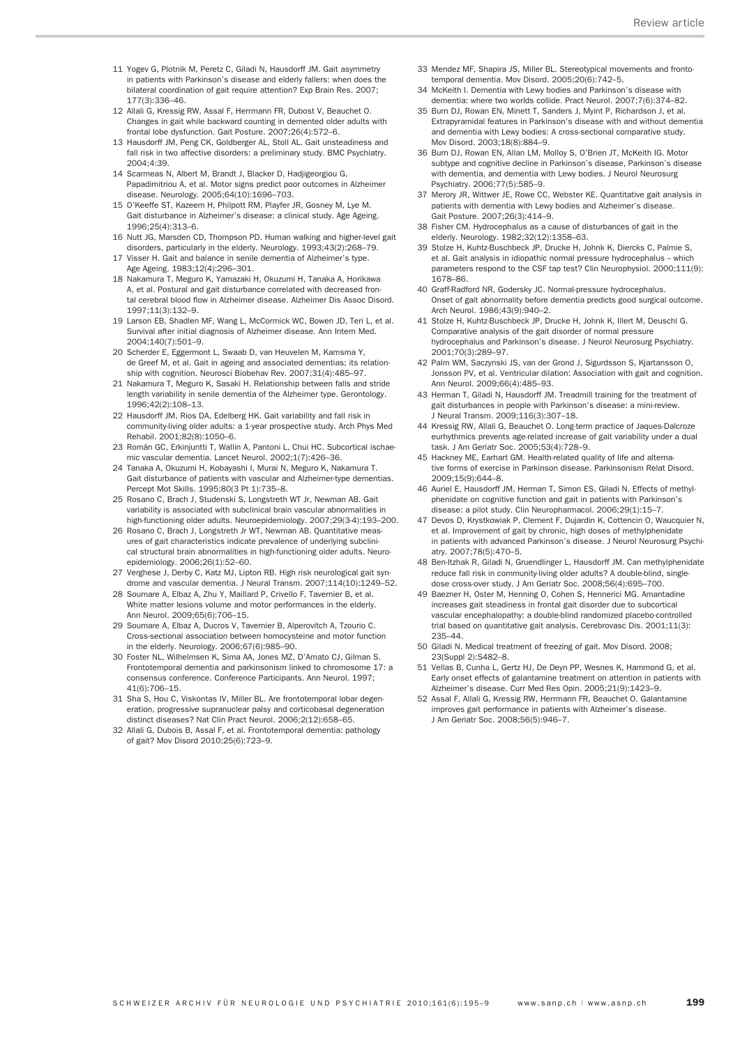11 Yogev G, Plotnik M, Peretz C, Giladi N, Hausdorff JM. Gait asymmetry in patients with Parkinson's disease and elderly fallers: when does the bilateral coordination of gait require attention? Exp Brain Res. 2007; 177(3):336–46.

12 Allali G, Kressig RW, Assal F, Herrmann FR, Dubost V, Beauchet O. Changes in gait while backward counting in demented older adults with frontal lobe dysfunction. Gait Posture. 2007;26(4):572–6.

13 Hausdorff JM, Peng CK, Goldberger AL, Stoll AL. Gait unsteadiness and fall risk in two affective disorders: a preliminary study. BMC Psychiatry. 2004;4:39.

14 Scarmeas N, Albert M, Brandt J, Blacker D, Hadjigeorgiou G, Papadimitriou A, et al. Motor signs predict poor outcomes in Alzheimer disease. Neurology. 2005;64(10):1696–703.

15 O'Keeffe ST, Kazeem H, Philpott RM, Playfer JR, Gosney M, Lye M. Gait disturbance in Alzheimer's disease: a clinical study. Age Ageing. 1996;25(4):313–6.

16 Nutt JG, Marsden CD, Thompson PD. Human walking and higher-level gait disorders, particularly in the elderly. Neurology. 1993;43(2):268–79.

17 Visser H. Gait and balance in senile dementia of Alzheimer's type. Age Ageing. 1983;12(4):296–301.

18 Nakamura T, Meguro K, Yamazaki H, Okuzumi H, Tanaka A, Horikawa A, et al. Postural and gait disturbance correlated with decreased frontal cerebral blood flow in Alzheimer disease. Alzheimer Dis Assoc Disord. 1997;11(3):132–9.

19 Larson EB, Shadlen MF, Wang L, McCormick WC, Bowen JD, Teri L, et al. Survival after initial diagnosis of Alzheimer disease. Ann Intern Med. 2004;140(7):501–9.

20 Scherder E, Eggermont L, Swaab D, van Heuvelen M, Kamsma Y, de Greef M, et al. Gait in ageing and associated dementias; its relationship with cognition. Neurosci Biobehav Rev. 2007;31(4):485–97.

21 Nakamura T, Meguro K, Sasaki H. Relationship between falls and stride length variability in senile dementia of the Alzheimer type. Gerontology. 1996;42(2):108–13.

22 Hausdorff JM, Rios DA, Edelberg HK. Gait variability and fall risk in community-living older adults: a 1-year prospective study. Arch Phys Med Rehabil. 2001;82(8):1050–6.

23 Román GC, Erkinjuntti T, Wallin A, Pantoni L, Chui HC. Subcortical ischaemic vascular dementia. Lancet Neurol. 2002;1(7):426–36.

24 Tanaka A, Okuzumi H, Kobayashi I, Murai N, Meguro K, Nakamura T. Gait disturbance of patients with vascular and Alzheimer-type dementias. Percept Mot Skills. 1995;80(3 Pt 1):735–8.

25 Rosano C, Brach J, Studenski S, Longstreth WT Jr, Newman AB. Gait variability is associated with subclinical brain vascular abnormalities in high-functioning older adults. Neuroepidemiology. 2007;29(3-4):193–200.

26 Rosano C, Brach J, Longstreth Jr WT, Newman AB. Quantitative measures of gait characteristics indicate prevalence of underlying subclinical structural brain abnormalities in high-functioning older adults. Neuroepidemiology. 2006;26(1):52–60.

27 Verghese J, Derby C, Katz MJ, Lipton RB. High risk neurological gait syndrome and vascular dementia. J Neural Transm. 2007;114(10):1249–52.

28 Soumare A, Elbaz A, Zhu Y, Maillard P, Crivello F, Tavernier B, et al. White matter lesions volume and motor performances in the elderly. Ann Neurol. 2009;65(6):706–15.

29 Soumare A, Elbaz A, Ducros V, Tavernier B, Alperovitch A, Tzourio C. Cross-sectional association between homocysteine and motor function in the elderly. Neurology. 2006;67(6):985–90.

30 Foster NL, Wilhelmsen K, Sima AA, Jones MZ, D'Amato CJ, Gilman S. Frontotemporal dementia and parkinsonism linked to chromosome 17: a consensus conference. Conference Participants. Ann Neurol. 1997; 41(6):706–15.

31 Sha S, Hou C, Viskontas IV, Miller BL. Are frontotemporal lobar degeneration, progressive supranuclear palsy and corticobasal degeneration distinct diseases? Nat Clin Pract Neurol. 2006;2(12):658–65.

32 Allali G, Dubois B, Assal F, et al. Frontotemporal dementia: pathology of gait? Mov Disord 2010;25(6):723–9.

33 Mendez MF, Shapira JS, Miller BL. Stereotypical movements and frontotemporal dementia. Mov Disord. 2005;20(6):742–5.

34 McKeith I. Dementia with Lewy bodies and Parkinson's disease with dementia: where two worlds collide. Pract Neurol. 2007;7(6):374–82.

35 Burn DJ, Rowan EN, Minett T, Sanders J, Myint P, Richardson J, et al. Extrapyramidal features in Parkinson's disease with and without dementia and dementia with Lewy bodies: A cross-sectional comparative study. Mov Disord. 2003;18(8):884–9.

36 Burn DJ, Rowan EN, Allan LM, Molloy S, O'Brien JT, McKeith IG. Motor subtype and cognitive decline in Parkinson's disease, Parkinson's disease with dementia, and dementia with Lewy bodies. J Neurol Neurosurg Psychiatry. 2006;77(5):585–9.

37 Merory JR, Wittwer JE, Rowe CC, Webster KE. Quantitative gait analysis in patients with dementia with Lewy bodies and Alzheimer's disease. Gait Posture. 2007;26(3):414–9.

38 Fisher CM. Hydrocephalus as a cause of disturbances of gait in the elderly. Neurology. 1982;32(12):1358–63.

39 Stolze H, Kuhtz-Buschbeck JP, Drucke H, Johnk K, Diercks C, Palmie S, et al. Gait analysis in idiopathic normal pressure hydrocephalus – which parameters respond to the CSF tap test? Clin Neurophysiol. 2000;111(9): 1678–86.

40 Graff-Radford NR, Godersky JC. Normal-pressure hydrocephalus. Onset of gait abnormality before dementia predicts good surgical outcome. Arch Neurol. 1986;43(9):940–2.

41 Stolze H, Kuhtz-Buschbeck JP, Drucke H, Johnk K, Illert M, Deuschl G. Comparative analysis of the gait disorder of normal pressure hydrocephalus and Parkinson's disease. J Neurol Neurosurg Psychiatry. 2001;70(3):289–97.

42 Palm WM, Saczynski JS, van der Grond J, Sigurdsson S, Kjartansson O, Jonsson PV, et al. Ventricular dilation: Association with gait and cognition. Ann Neurol. 2009;66(4):485–93.

43 Herman T, Giladi N, Hausdorff JM. Treadmill training for the treatment of gait disturbances in people with Parkinson's disease: a mini-review. J Neural Transm. 2009;116(3):307–18.

44 Kressig RW, Allali G, Beauchet O. Long-term practice of Jaques-Dalcroze eurhythmics prevents age-related increase of gait variability under a dual task. J Am Geriatr Soc. 2005;53(4):728–9.

45 Hackney ME, Earhart GM. Health-related quality of life and alternative forms of exercise in Parkinson disease. Parkinsonism Relat Disord. 2009;15(9):644–8.

46 Auriel E, Hausdorff JM, Herman T, Simon ES, Giladi N. Effects of methylphenidate on cognitive function and gait in patients with Parkinson's disease: a pilot study. Clin Neuropharmacol. 2006;29(1):15–7.

47 Devos D, Krystkowiak P, Clement F, Dujardin K, Cottencin O, Waucquier N, et al. Improvement of gait by chronic, high doses of methylphenidate in patients with advanced Parkinson's disease. J Neurol Neurosurg Psychiatry. 2007;78(5):470–5.

48 Ben-Itzhak R, Giladi N, Gruendlinger L, Hausdorff JM. Can methylphenidate reduce fall risk in community-living older adults? A double-blind, single-dose cross-over study. J Am Geriatr Soc. 2008;56(4):695–700.

49 Baezner H, Oster M, Henning O, Cohen S, Hennerici MG. Amantadine increases gait steadiness in frontal gait disorder due to subcortical vascular encephalopathy: a double-blind randomized placebo-controlled trial based on quantitative gait analysis. Cerebrovasc Dis. 2001;11(3): 235–44.

50 Giladi N. Medical treatment of freezing of gait. Mov Disord. 2008; 23(Suppl 2):S482–8.

51 Vellas B, Cunha L, Gertz HJ, De Deyn PP, Wesnes K, Hammond G, et al. Early onset effects of galantamine treatment on attention in patients with Alzheimer's disease. Curr Med Res Opin. 2005;21(9):1423–9.

52 Assal F, Allali G, Kressig RW, Herrmann FR, Beauchet O. Galantamine improves gait performance in patients with Alzheimer's disease. J Am Geriatr Soc. 2008;56(5):946–7.